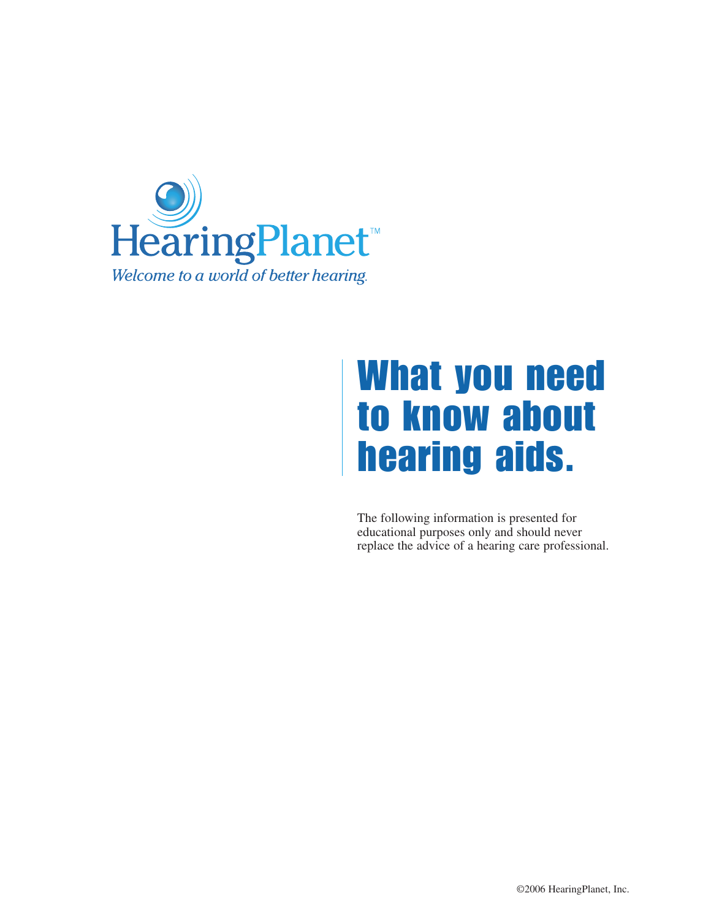HearingPlanet™

*Welcome to a world of better hearing.*

# What you need to know about hearing aids.

The following information is presented for educational purposes only and should never replace the advice of a hearing care professional.

©2006 HearingPlanet, Inc.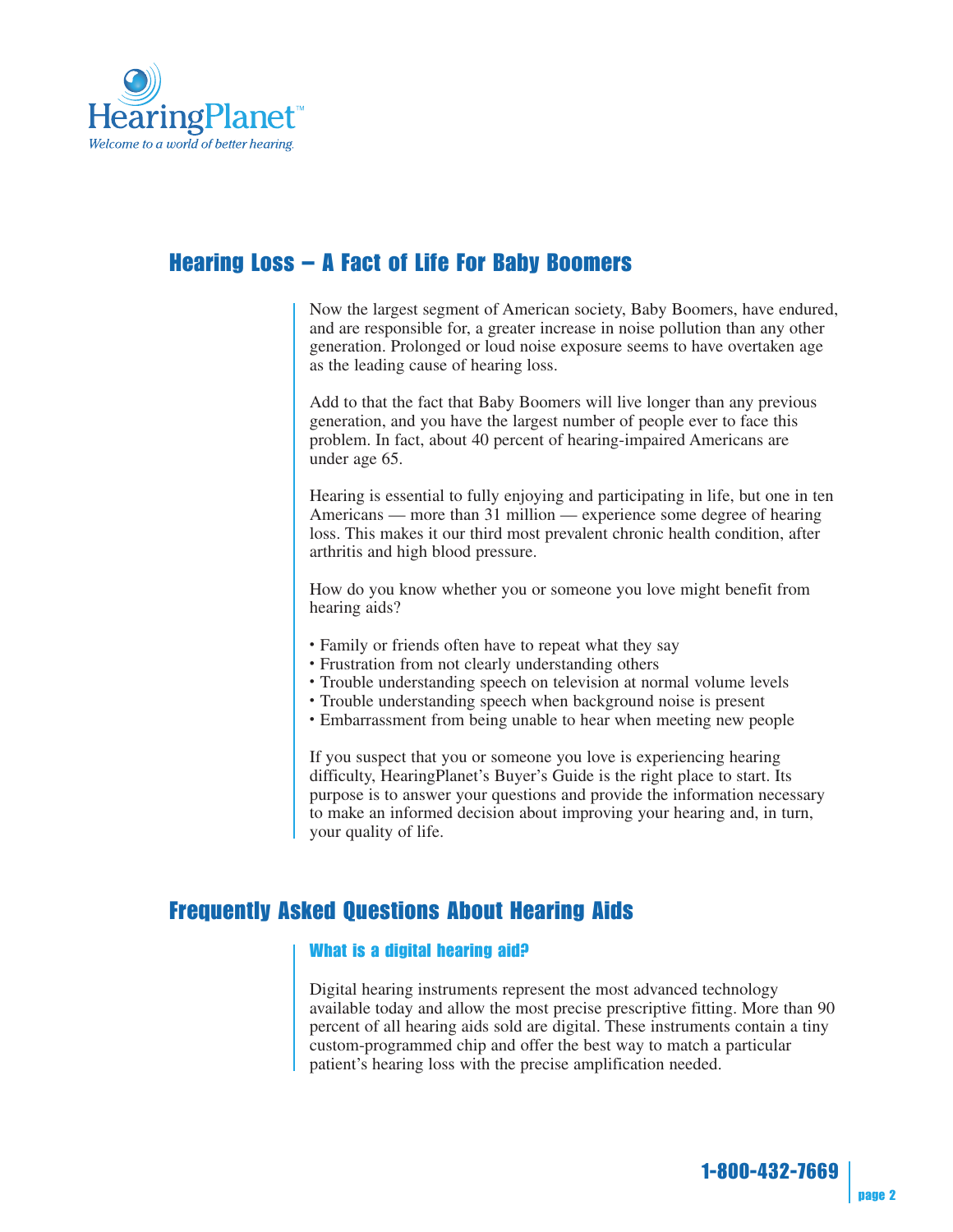## Hearing Loss – A Fact of Life For Baby Boomers

Now the largest segment of American society, Baby Boomers, have endured, and are responsible for, a greater increase in noise pollution than any other generation. Prolonged or loud noise exposure seems to have overtaken age as the leading cause of hearing loss.

Add to that the fact that Baby Boomers will live longer than any previous generation, and you have the largest number of people ever to face this problem. In fact, about 40 percent of hearing-impaired Americans are under age 65.

Hearing is essential to fully enjoying and participating in life, but one in ten Americans — more than 31 million — experience some degree of hearing loss. This makes it our third most prevalent chronic health condition, after arthritis and high blood pressure.

How do you know whether you or someone you love might benefit from hearing aids?

- Family or friends often have to repeat what they say
- Frustration from not clearly understanding others
- Trouble understanding speech on television at normal volume levels
- Trouble understanding speech when background noise is present
- Embarrassment from being unable to hear when meeting new people

If you suspect that you or someone you love is experiencing hearing difficulty, HearingPlanet's Buyer's Guide is the right place to start. Its purpose is to answer your questions and provide the information necessary to make an informed decision about improving your hearing and, in turn, your quality of life.

## Frequently Asked Questions About Hearing Aids

### What is a digital hearing aid?

Digital hearing instruments represent the most advanced technology available today and allow the most precise prescriptive fitting. More than 90 percent of all hearing aids sold are digital. These instruments contain a tiny custom-programmed chip and offer the best way to match a particular patient's hearing loss with the precise amplification needed.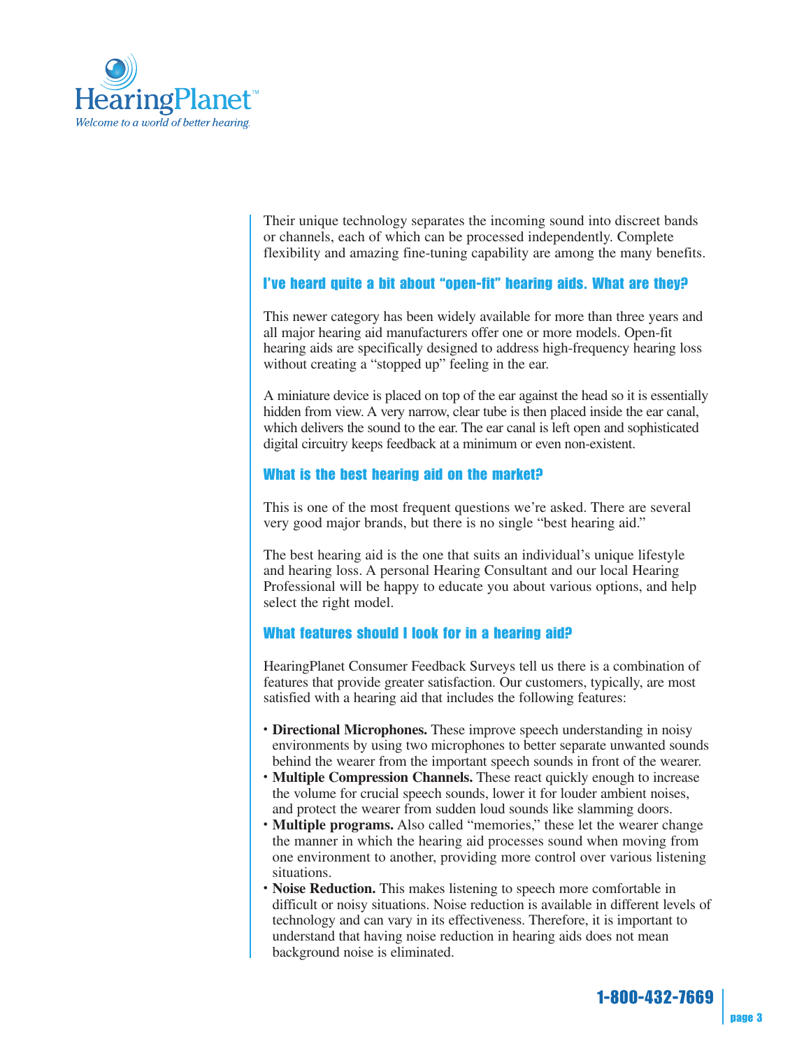Their unique technology separates the incoming sound into discreet bands or channels, each of which can be processed independently. Complete flexibility and amazing fine-tuning capability are among the many benefits.

### I've heard quite a bit about "open-fit" hearing aids. What are they?

This newer category has been widely available for more than three years and all major hearing aid manufacturers offer one or more models. Open-fit hearing aids are specifically designed to address high-frequency hearing loss without creating a "stopped up" feeling in the ear.

A miniature device is placed on top of the ear against the head so it is essentially hidden from view. A very narrow, clear tube is then placed inside the ear canal, which delivers the sound to the ear. The ear canal is left open and sophisticated digital circuitry keeps feedback at a minimum or even non-existent.

### What is the best hearing aid on the market?

This is one of the most frequent questions we're asked. There are several very good major brands, but there is no single "best hearing aid."

The best hearing aid is the one that suits an individual's unique lifestyle and hearing loss. A personal Hearing Consultant and our local Hearing Professional will be happy to educate you about various options, and help select the right model.

### What features should I look for in a hearing aid?

HearingPlanet Consumer Feedback Surveys tell us there is a combination of features that provide greater satisfaction. Our customers, typically, are most satisfied with a hearing aid that includes the following features:

- **Directional Microphones.** These improve speech understanding in noisy environments by using two microphones to better separate unwanted sounds behind the wearer from the important speech sounds in front of the wearer.
- **Multiple Compression Channels.** These react quickly enough to increase the volume for crucial speech sounds, lower it for louder ambient noises, and protect the wearer from sudden loud sounds like slamming doors.
- **Multiple programs.** Also called "memories," these let the wearer change the manner in which the hearing aid processes sound when moving from one environment to another, providing more control over various listening situations.
- **Noise Reduction.** This makes listening to speech more comfortable in difficult or noisy situations. Noise reduction is available in different levels of technology and can vary in its effectiveness. Therefore, it is important to understand that having noise reduction in hearing aids does not mean background noise is eliminated.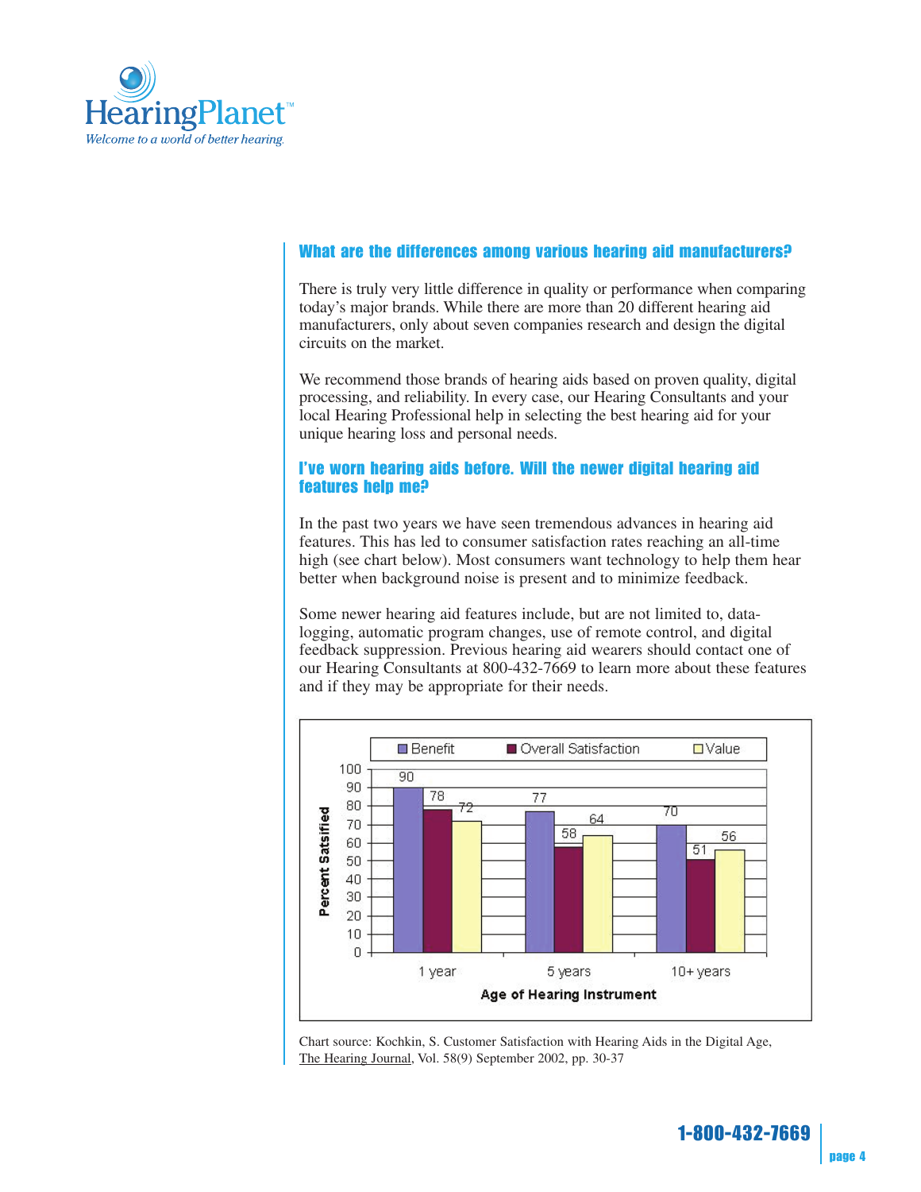### What are the differences among various hearing aid manufacturers?

There is truly very little difference in quality or performance when comparing today's major brands. While there are more than 20 different hearing aid manufacturers, only about seven companies research and design the digital circuits on the market.

We recommend those brands of hearing aids based on proven quality, digital processing, and reliability. In every case, our Hearing Consultants and your local Hearing Professional help in selecting the best hearing aid for your unique hearing loss and personal needs.

### I've worn hearing aids before. Will the newer digital hearing aid features help me?

In the past two years we have seen tremendous advances in hearing aid features. This has led to consumer satisfaction rates reaching an all-time high (see chart below). Most consumers want technology to help them hear better when background noise is present and to minimize feedback.

Some newer hearing aid features include, but are not limited to, data-logging, automatic program changes, use of remote control, and digital feedback suppression. Previous hearing aid wearers should contact one of our Hearing Consultants at 800-432-7669 to learn more about these features and if they may be appropriate for their needs.

| Age of Hearing Instrument | Benefit | Overall Satisfaction | Value |
|---|---|---|---|
| 1 year | 90 | 78 | 72 |
| 5 years | 77 | 58 | 64 |
| 10+ years | 70 | 51 | 56 |

Percent Satsified

Chart source: Kochkin, S. Customer Satisfaction with Hearing Aids in the Digital Age, The Hearing Journal, Vol. 58(9) September 2002, pp. 30-37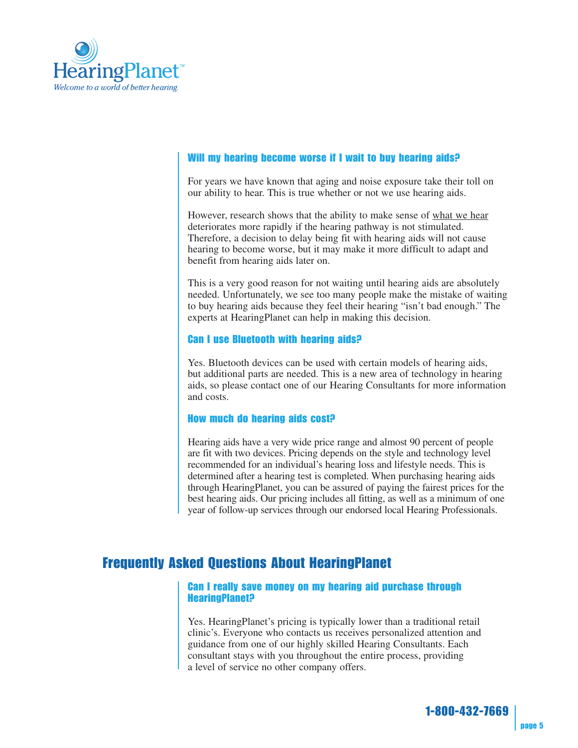### Will my hearing become worse if I wait to buy hearing aids?

For years we have known that aging and noise exposure take their toll on our ability to hear. This is true whether or not we use hearing aids.

However, research shows that the ability to make sense of what we hear deteriorates more rapidly if the hearing pathway is not stimulated. Therefore, a decision to delay being fit with hearing aids will not cause hearing to become worse, but it may make it more difficult to adapt and benefit from hearing aids later on.

This is a very good reason for not waiting until hearing aids are absolutely needed. Unfortunately, we see too many people make the mistake of waiting to buy hearing aids because they feel their hearing "isn't bad enough." The experts at HearingPlanet can help in making this decision.

### Can I use Bluetooth with hearing aids?

Yes. Bluetooth devices can be used with certain models of hearing aids, but additional parts are needed. This is a new area of technology in hearing aids, so please contact one of our Hearing Consultants for more information and costs.

### How much do hearing aids cost?

Hearing aids have a very wide price range and almost 90 percent of people are fit with two devices. Pricing depends on the style and technology level recommended for an individual's hearing loss and lifestyle needs. This is determined after a hearing test is completed. When purchasing hearing aids through HearingPlanet, you can be assured of paying the fairest prices for the best hearing aids. Our pricing includes all fitting, as well as a minimum of one year of follow-up services through our endorsed local Hearing Professionals.

## Frequently Asked Questions About HearingPlanet

### Can I really save money on my hearing aid purchase through HearingPlanet?

Yes. HearingPlanet's pricing is typically lower than a traditional retail clinic's. Everyone who contacts us receives personalized attention and guidance from one of our highly skilled Hearing Consultants. Each consultant stays with you throughout the entire process, providing a level of service no other company offers.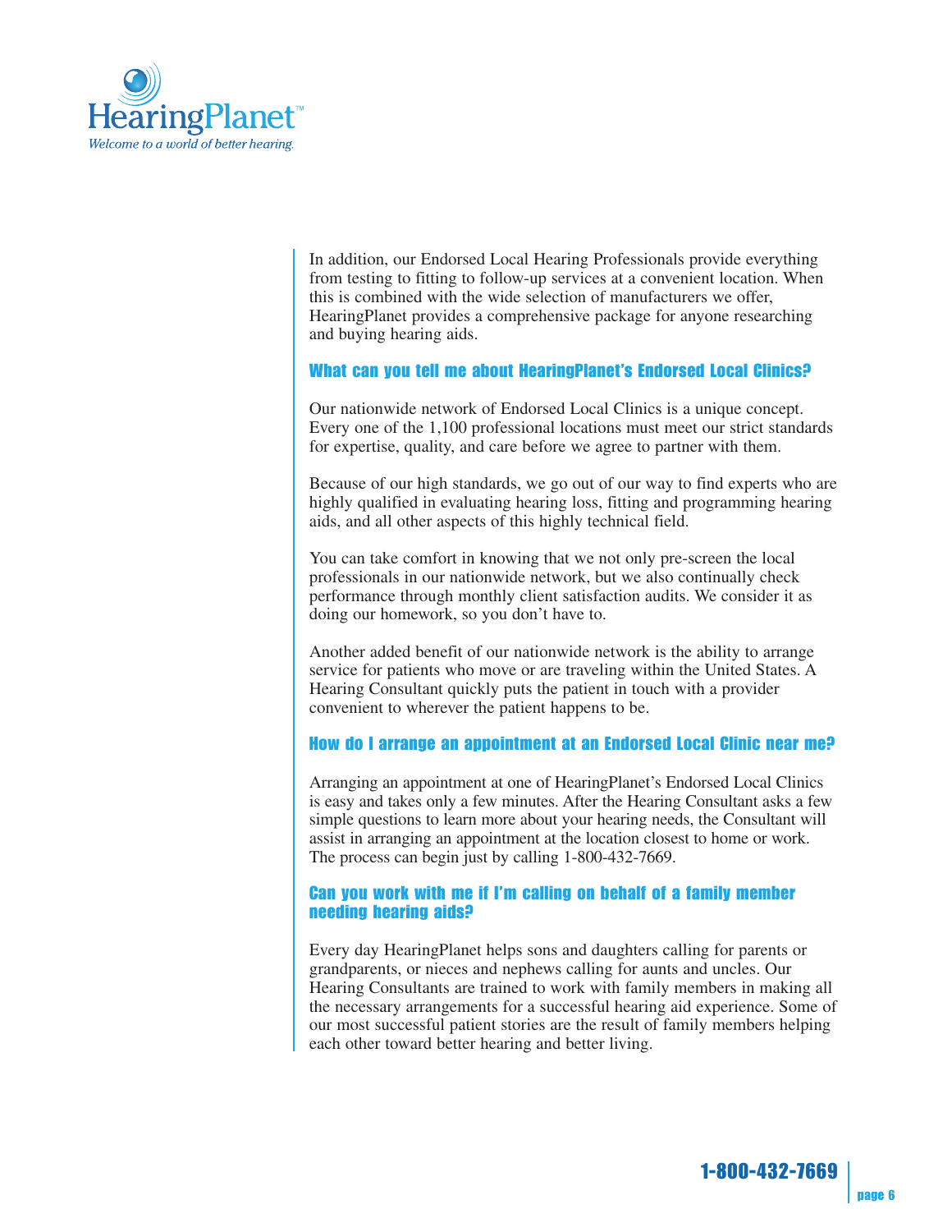In addition, our Endorsed Local Hearing Professionals provide everything from testing to fitting to follow-up services at a convenient location. When this is combined with the wide selection of manufacturers we offer, HearingPlanet provides a comprehensive package for anyone researching and buying hearing aids.

### What can you tell me about HearingPlanet's Endorsed Local Clinics?

Our nationwide network of Endorsed Local Clinics is a unique concept. Every one of the 1,100 professional locations must meet our strict standards for expertise, quality, and care before we agree to partner with them.

Because of our high standards, we go out of our way to find experts who are highly qualified in evaluating hearing loss, fitting and programming hearing aids, and all other aspects of this highly technical field.

You can take comfort in knowing that we not only pre-screen the local professionals in our nationwide network, but we also continually check performance through monthly client satisfaction audits. We consider it as doing our homework, so you don't have to.

Another added benefit of our nationwide network is the ability to arrange service for patients who move or are traveling within the United States. A Hearing Consultant quickly puts the patient in touch with a provider convenient to wherever the patient happens to be.

### How do I arrange an appointment at an Endorsed Local Clinic near me?

Arranging an appointment at one of HearingPlanet's Endorsed Local Clinics is easy and takes only a few minutes. After the Hearing Consultant asks a few simple questions to learn more about your hearing needs, the Consultant will assist in arranging an appointment at the location closest to home or work. The process can begin just by calling 1-800-432-7669.

### Can you work with me if I'm calling on behalf of a family member needing hearing aids?

Every day HearingPlanet helps sons and daughters calling for parents or grandparents, or nieces and nephews calling for aunts and uncles. Our Hearing Consultants are trained to work with family members in making all the necessary arrangements for a successful hearing aid experience. Some of our most successful patient stories are the result of family members helping each other toward better hearing and better living.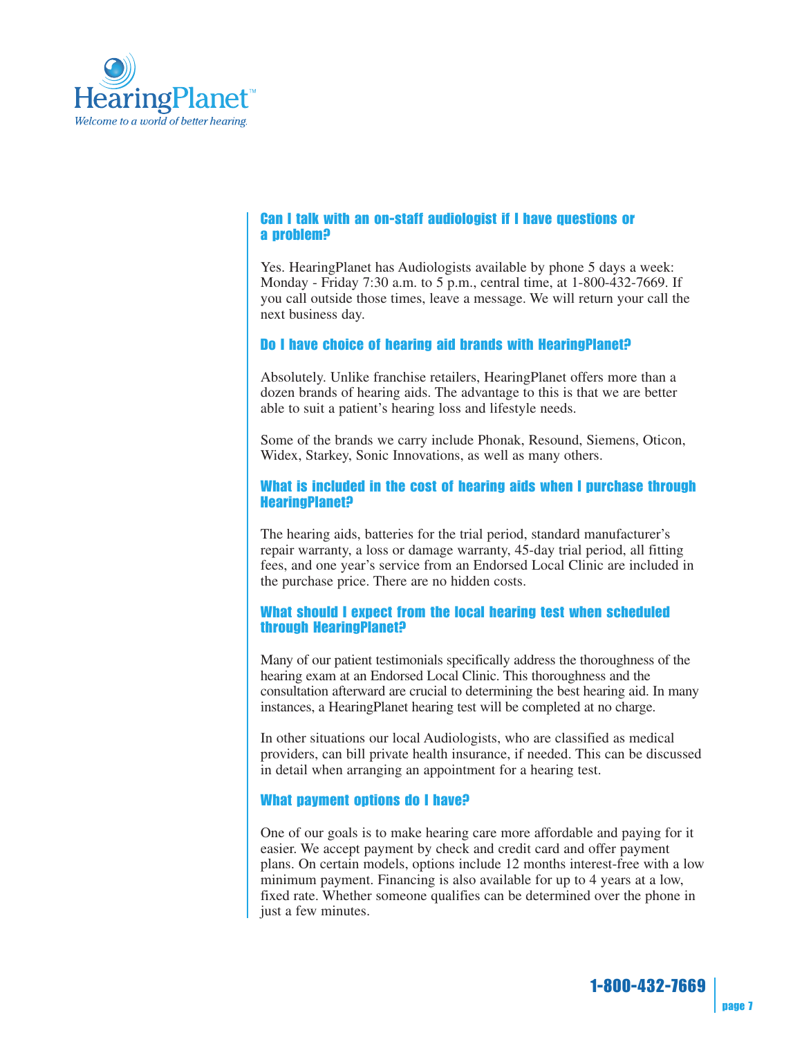### Can I talk with an on-staff audiologist if I have questions or a problem?

Yes. HearingPlanet has Audiologists available by phone 5 days a week: Monday - Friday 7:30 a.m. to 5 p.m., central time, at 1-800-432-7669. If you call outside those times, leave a message. We will return your call the next business day.

### Do I have choice of hearing aid brands with HearingPlanet?

Absolutely. Unlike franchise retailers, HearingPlanet offers more than a dozen brands of hearing aids. The advantage to this is that we are better able to suit a patient's hearing loss and lifestyle needs.

Some of the brands we carry include Phonak, Resound, Siemens, Oticon, Widex, Starkey, Sonic Innovations, as well as many others.

### What is included in the cost of hearing aids when I purchase through HearingPlanet?

The hearing aids, batteries for the trial period, standard manufacturer's repair warranty, a loss or damage warranty, 45-day trial period, all fitting fees, and one year's service from an Endorsed Local Clinic are included in the purchase price. There are no hidden costs.

### What should I expect from the local hearing test when scheduled through HearingPlanet?

Many of our patient testimonials specifically address the thoroughness of the hearing exam at an Endorsed Local Clinic. This thoroughness and the consultation afterward are crucial to determining the best hearing aid. In many instances, a HearingPlanet hearing test will be completed at no charge.

In other situations our local Audiologists, who are classified as medical providers, can bill private health insurance, if needed. This can be discussed in detail when arranging an appointment for a hearing test.

### What payment options do I have?

One of our goals is to make hearing care more affordable and paying for it easier. We accept payment by check and credit card and offer payment plans. On certain models, options include 12 months interest-free with a low minimum payment. Financing is also available for up to 4 years at a low, fixed rate. Whether someone qualifies can be determined over the phone in just a few minutes.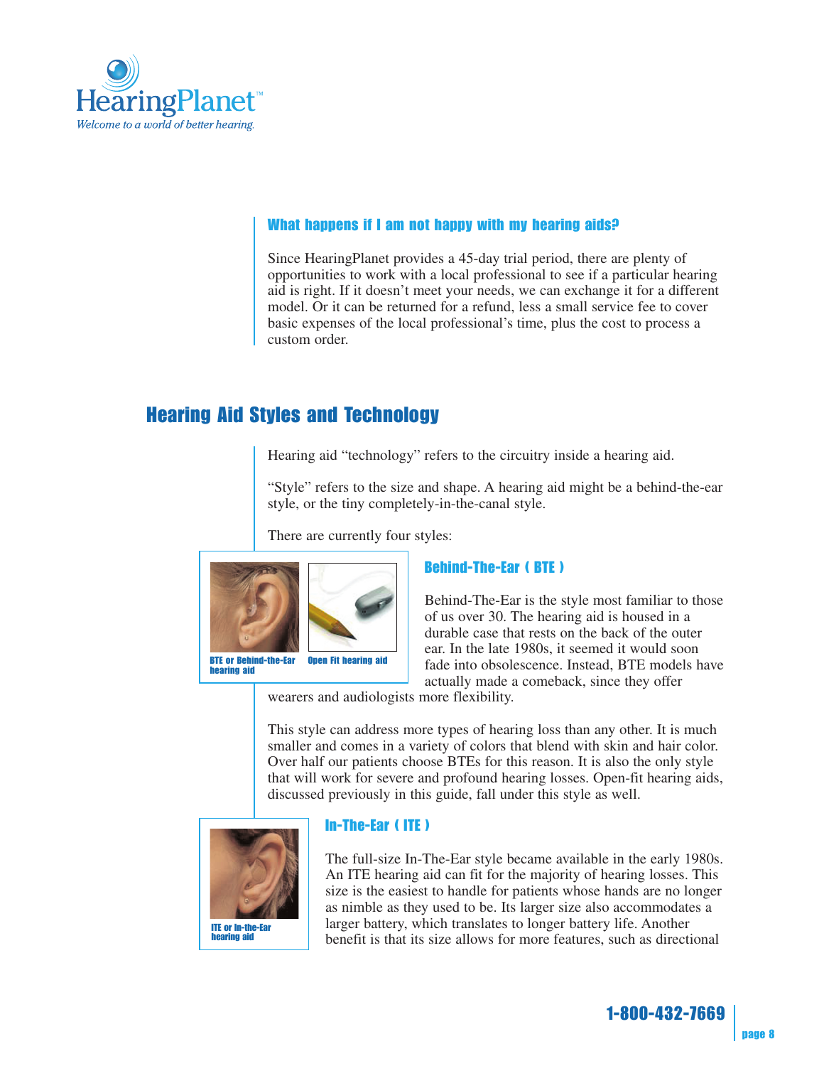### What happens if I am not happy with my hearing aids?

Since HearingPlanet provides a 45-day trial period, there are plenty of opportunities to work with a local professional to see if a particular hearing aid is right. If it doesn't meet your needs, we can exchange it for a different model. Or it can be returned for a refund, less a small service fee to cover basic expenses of the local professional's time, plus the cost to process a custom order.

## Hearing Aid Styles and Technology

Hearing aid "technology" refers to the circuitry inside a hearing aid.

"Style" refers to the size and shape. A hearing aid might be a behind-the-ear style, or the tiny completely-in-the-canal style.

There are currently four styles:

BTE or Behind-the-Ear hearing aid

Open Fit hearing aid

### Behind-The-Ear ( BTE )

Behind-The-Ear is the style most familiar to those of us over 30. The hearing aid is housed in a durable case that rests on the back of the outer ear. In the late 1980s, it seemed it would soon fade into obsolescence. Instead, BTE models have actually made a comeback, since they offer wearers and audiologists more flexibility.

This style can address more types of hearing loss than any other. It is much smaller and comes in a variety of colors that blend with skin and hair color. Over half our patients choose BTEs for this reason. It is also the only style that will work for severe and profound hearing losses. Open-fit hearing aids, discussed previously in this guide, fall under this style as well.

ITE or In-the-Ear hearing aid

### In-The-Ear ( ITE )

The full-size In-The-Ear style became available in the early 1980s. An ITE hearing aid can fit for the majority of hearing losses. This size is the easiest to handle for patients whose hands are no longer as nimble as they used to be. Its larger size also accommodates a larger battery, which translates to longer battery life. Another benefit is that its size allows for more features, such as directional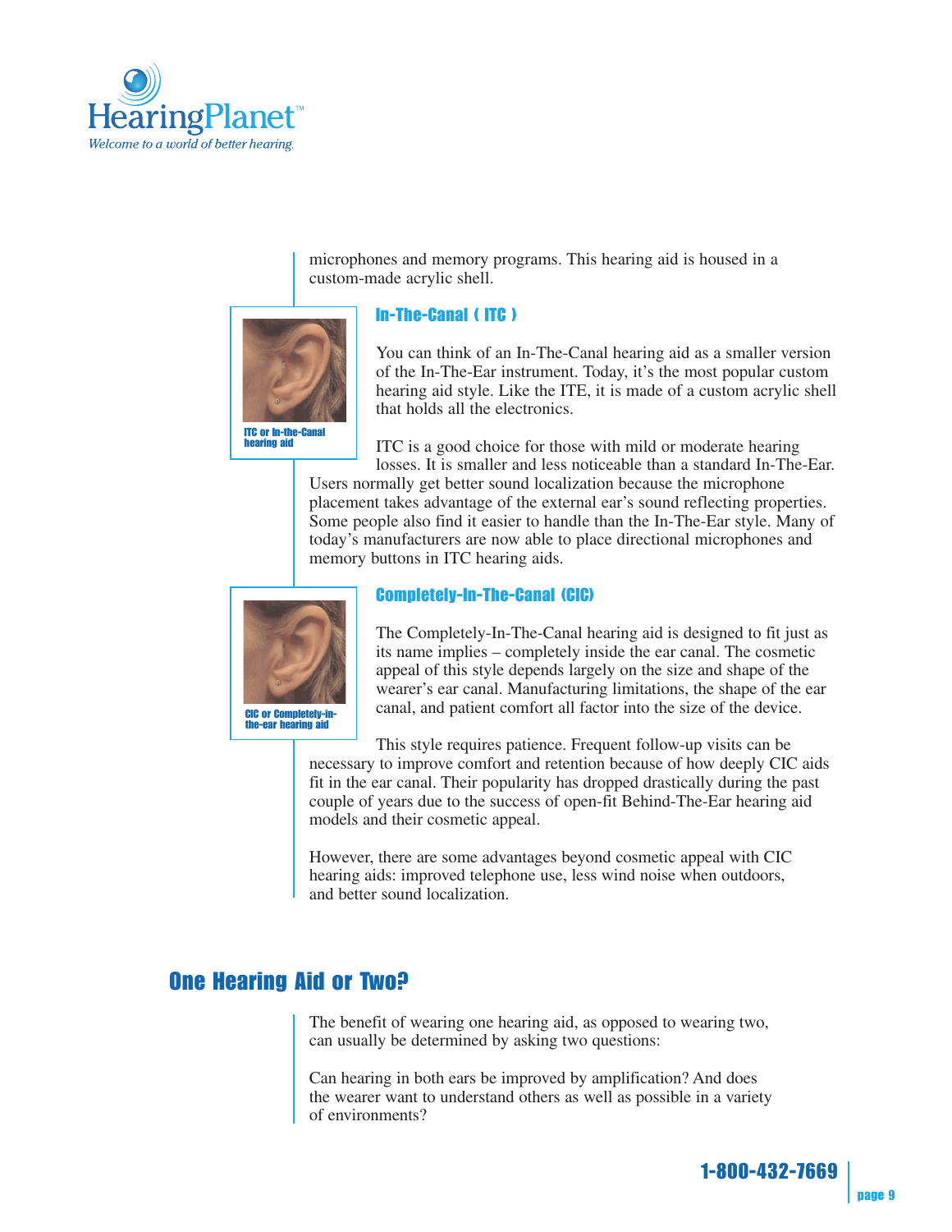microphones and memory programs. This hearing aid is housed in a custom-made acrylic shell.

### In-The-Canal ( ITC )

ITC or In-the-Canal hearing aid

You can think of an In-The-Canal hearing aid as a smaller version of the In-The-Ear instrument. Today, it's the most popular custom hearing aid style. Like the ITE, it is made of a custom acrylic shell that holds all the electronics.

ITC is a good choice for those with mild or moderate hearing losses. It is smaller and less noticeable than a standard In-The-Ear. Users normally get better sound localization because the microphone placement takes advantage of the external ear's sound reflecting properties. Some people also find it easier to handle than the In-The-Ear style. Many of today's manufacturers are now able to place directional microphones and memory buttons in ITC hearing aids.

### Completely-In-The-Canal (CIC)

CIC or Completely-in-the-ear hearing aid

The Completely-In-The-Canal hearing aid is designed to fit just as its name implies – completely inside the ear canal. The cosmetic appeal of this style depends largely on the size and shape of the wearer's ear canal. Manufacturing limitations, the shape of the ear canal, and patient comfort all factor into the size of the device.

This style requires patience. Frequent follow-up visits can be necessary to improve comfort and retention because of how deeply CIC aids fit in the ear canal. Their popularity has dropped drastically during the past couple of years due to the success of open-fit Behind-The-Ear hearing aid models and their cosmetic appeal.

However, there are some advantages beyond cosmetic appeal with CIC hearing aids: improved telephone use, less wind noise when outdoors, and better sound localization.

## One Hearing Aid or Two?

The benefit of wearing one hearing aid, as opposed to wearing two, can usually be determined by asking two questions:

Can hearing in both ears be improved by amplification? And does the wearer want to understand others as well as possible in a variety of environments?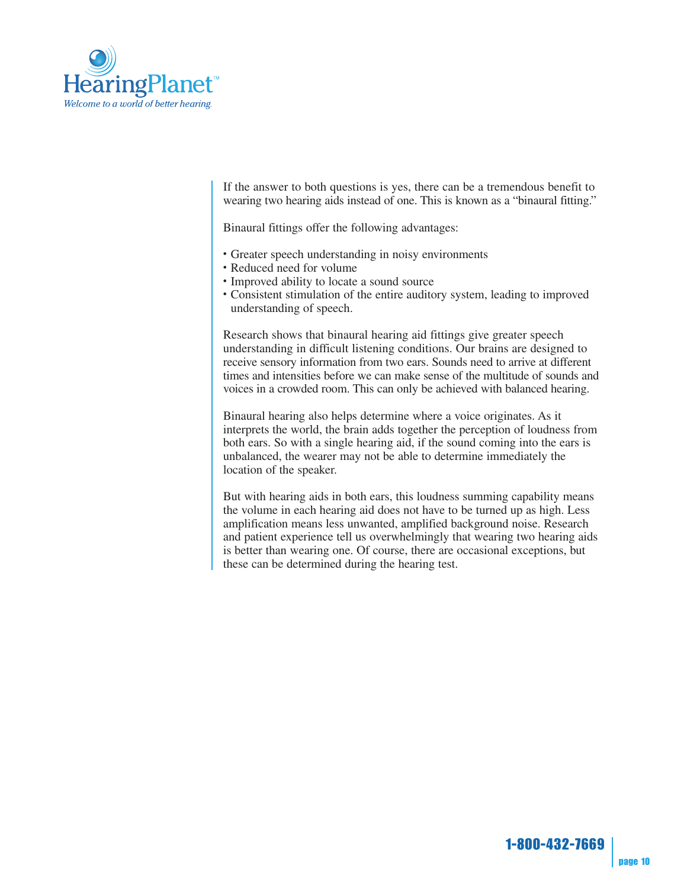If the answer to both questions is yes, there can be a tremendous benefit to wearing two hearing aids instead of one. This is known as a "binaural fitting."

Binaural fittings offer the following advantages:

- Greater speech understanding in noisy environments
- Reduced need for volume
- Improved ability to locate a sound source
- Consistent stimulation of the entire auditory system, leading to improved understanding of speech.

Research shows that binaural hearing aid fittings give greater speech understanding in difficult listening conditions. Our brains are designed to receive sensory information from two ears. Sounds need to arrive at different times and intensities before we can make sense of the multitude of sounds and voices in a crowded room. This can only be achieved with balanced hearing.

Binaural hearing also helps determine where a voice originates. As it interprets the world, the brain adds together the perception of loudness from both ears. So with a single hearing aid, if the sound coming into the ears is unbalanced, the wearer may not be able to determine immediately the location of the speaker.

But with hearing aids in both ears, this loudness summing capability means the volume in each hearing aid does not have to be turned up as high. Less amplification means less unwanted, amplified background noise. Research and patient experience tell us overwhelmingly that wearing two hearing aids is better than wearing one. Of course, there are occasional exceptions, but these can be determined during the hearing test.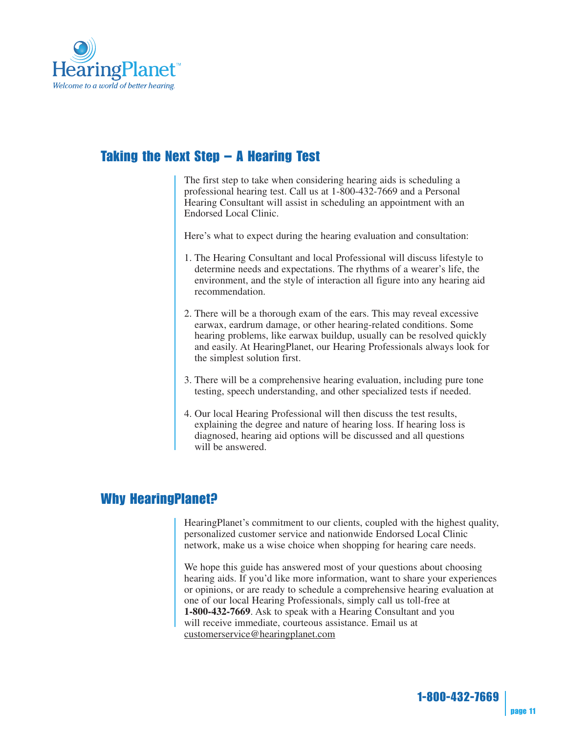## Taking the Next Step – A Hearing Test

The first step to take when considering hearing aids is scheduling a professional hearing test. Call us at 1-800-432-7669 and a Personal Hearing Consultant will assist in scheduling an appointment with an Endorsed Local Clinic.

Here's what to expect during the hearing evaluation and consultation:

1. The Hearing Consultant and local Professional will discuss lifestyle to determine needs and expectations. The rhythms of a wearer's life, the environment, and the style of interaction all figure into any hearing aid recommendation.

2. There will be a thorough exam of the ears. This may reveal excessive earwax, eardrum damage, or other hearing-related conditions. Some hearing problems, like earwax buildup, usually can be resolved quickly and easily. At HearingPlanet, our Hearing Professionals always look for the simplest solution first.

3. There will be a comprehensive hearing evaluation, including pure tone testing, speech understanding, and other specialized tests if needed.

4. Our local Hearing Professional will then discuss the test results, explaining the degree and nature of hearing loss. If hearing loss is diagnosed, hearing aid options will be discussed and all questions will be answered.

## Why HearingPlanet?

HearingPlanet's commitment to our clients, coupled with the highest quality, personalized customer service and nationwide Endorsed Local Clinic network, make us a wise choice when shopping for hearing care needs.

We hope this guide has answered most of your questions about choosing hearing aids. If you'd like more information, want to share your experiences or opinions, or are ready to schedule a comprehensive hearing evaluation at one of our local Hearing Professionals, simply call us toll-free at **1-800-432-7669**. Ask to speak with a Hearing Consultant and you will receive immediate, courteous assistance. Email us at customerservice@hearingplanet.com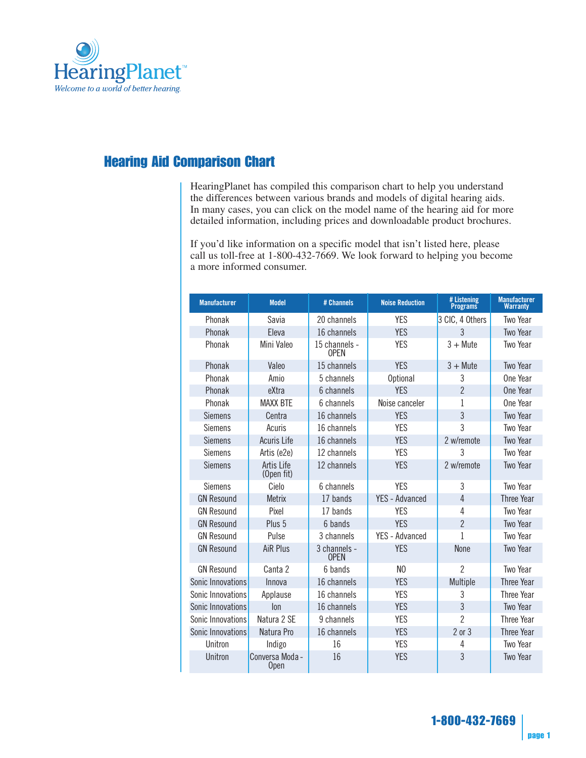HearingPlanet™

*Welcome to a world of better hearing.*

## Hearing Aid Comparison Chart

HearingPlanet has compiled this comparison chart to help you understand the differences between various brands and models of digital hearing aids. In many cases, you can click on the model name of the hearing aid for more detailed information, including prices and downloadable product brochures.

If you'd like information on a specific model that isn't listed here, please call us toll-free at 1-800-432-7669. We look forward to helping you become a more informed consumer.

| Manufacturer | Model | # Channels | Noise Reduction | # Listening Programs | Manufacturer Warranty |
|---|---|---|---|---|---|
| Phonak | Savia | 20 channels | YES | 3 CIC, 4 Others | Two Year |
| Phonak | Eleva | 16 channels | YES | 3 | Two Year |
| Phonak | Mini Valeo | 15 channels - OPEN | YES | 3 + Mute | Two Year |
| Phonak | Valeo | 15 channels | YES | 3 + Mute | Two Year |
| Phonak | Amio | 5 channels | Optional | 3 | One Year |
| Phonak | eXtra | 6 channels | YES | 2 | One Year |
| Phonak | MAXX BTE | 6 channels | Noise canceler | 1 | One Year |
| Siemens | Centra | 16 channels | YES | 3 | Two Year |
| Siemens | Acuris | 16 channels | YES | 3 | Two Year |
| Siemens | Acuris Life | 16 channels | YES | 2 w/remote | Two Year |
| Siemens | Artis (e2e) | 12 channels | YES | 3 | Two Year |
| Siemens | Artis Life (Open fit) | 12 channels | YES | 2 w/remote | Two Year |
| Siemens | Cielo | 6 channels | YES | 3 | Two Year |
| GN Resound | Metrix | 17 bands | YES - Advanced | 4 | Three Year |
| GN Resound | Pixel | 17 bands | YES | 4 | Two Year |
| GN Resound | Plus 5 | 6 bands | YES | 2 | Two Year |
| GN Resound | Pulse | 3 channels | YES - Advanced | 1 | Two Year |
| GN Resound | AiR Plus | 3 channels - OPEN | YES | None | Two Year |
| GN Resound | Canta 2 | 6 bands | NO | 2 | Two Year |
| Sonic Innovations | Innova | 16 channels | YES | Multiple | Three Year |
| Sonic Innovations | Applause | 16 channels | YES | 3 | Three Year |
| Sonic Innovations | Ion | 16 channels | YES | 3 | Two Year |
| Sonic Innovations | Natura 2 SE | 9 channels | YES | 2 | Three Year |
| Sonic Innovations | Natura Pro | 16 channels | YES | 2 or 3 | Three Year |
| Unitron | Indigo | 16 | YES | 4 | Two Year |
| Unitron | Conversa Moda - Open | 16 | YES | 3 | Two Year |

**1-800-432-7669**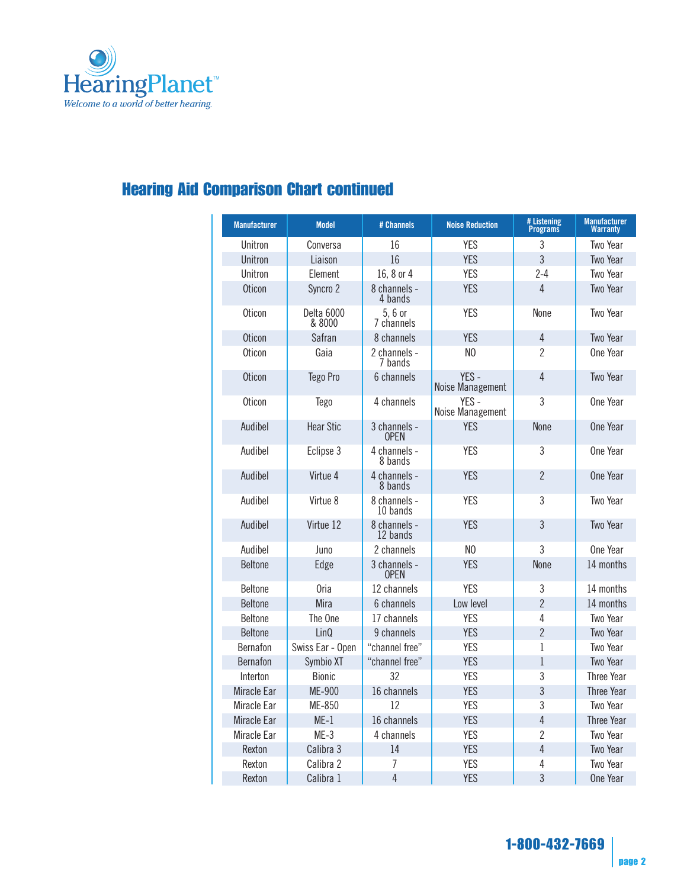HearingPlanet™

*Welcome to a world of better hearing.*

## Hearing Aid Comparison Chart continued

| Manufacturer | Model | # Channels | Noise Reduction | # Listening Programs | Manufacturer Warranty |
|---|---|---|---|---|---|
| Unitron | Conversa | 16 | YES | 3 | Two Year |
| Unitron | Liaison | 16 | YES | 3 | Two Year |
| Unitron | Element | 16, 8 or 4 | YES | 2-4 | Two Year |
| Oticon | Syncro 2 | 8 channels - 4 bands | YES | 4 | Two Year |
| Oticon | Delta 6000 & 8000 | 5, 6 or 7 channels | YES | None | Two Year |
| Oticon | Safran | 8 channels | YES | 4 | Two Year |
| Oticon | Gaia | 2 channels - 7 bands | NO | 2 | One Year |
| Oticon | Tego Pro | 6 channels | YES - Noise Management | 4 | Two Year |
| Oticon | Tego | 4 channels | YES - Noise Management | 3 | One Year |
| Audibel | Hear Stic | 3 channels - OPEN | YES | None | One Year |
| Audibel | Eclipse 3 | 4 channels - 8 bands | YES | 3 | One Year |
| Audibel | Virtue 4 | 4 channels - 8 bands | YES | 2 | One Year |
| Audibel | Virtue 8 | 8 channels - 10 bands | YES | 3 | Two Year |
| Audibel | Virtue 12 | 8 channels - 12 bands | YES | 3 | Two Year |
| Audibel | Juno | 2 channels | NO | 3 | One Year |
| Beltone | Edge | 3 channels - OPEN | YES | None | 14 months |
| Beltone | Oria | 12 channels | YES | 3 | 14 months |
| Beltone | Mira | 6 channels | Low level | 2 | 14 months |
| Beltone | The One | 17 channels | YES | 4 | Two Year |
| Beltone | LinQ | 9 channels | YES | 2 | Two Year |
| Bernafon | Swiss Ear - Open | "channel free" | YES | 1 | Two Year |
| Bernafon | Symbio XT | "channel free" | YES | 1 | Two Year |
| Interton | Bionic | 32 | YES | 3 | Three Year |
| Miracle Ear | ME-900 | 16 channels | YES | 3 | Three Year |
| Miracle Ear | ME-850 | 12 | YES | 3 | Two Year |
| Miracle Ear | ME-1 | 16 channels | YES | 4 | Three Year |
| Miracle Ear | ME-3 | 4 channels | YES | 2 | Two Year |
| Rexton | Calibra 3 | 14 | YES | 4 | Two Year |
| Rexton | Calibra 2 | 7 | YES | 4 | Two Year |
| Rexton | Calibra 1 | 4 | YES | 3 | One Year |

**1-800-432-7669**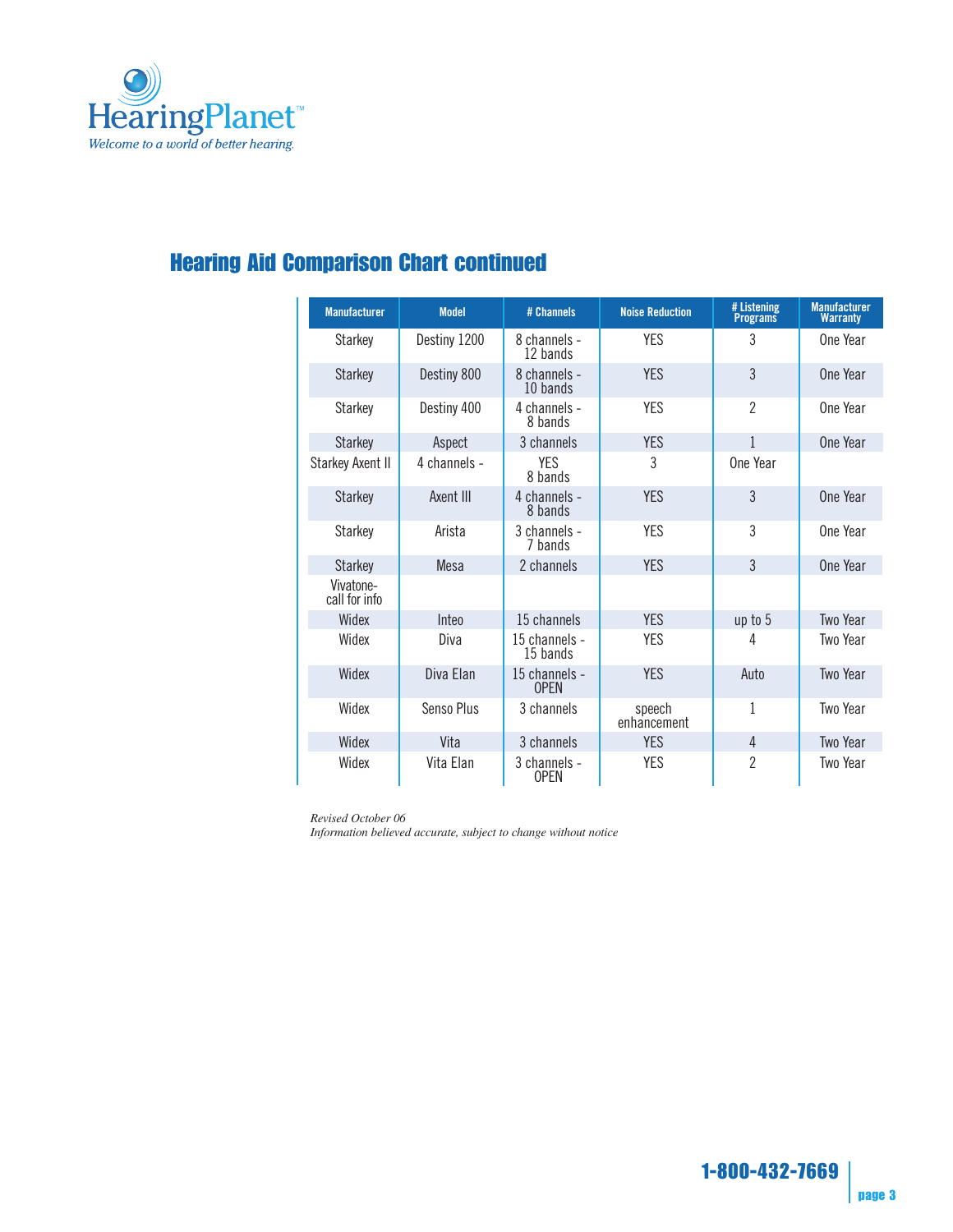## Hearing Aid Comparison Chart continued

| Manufacturer | Model | # Channels | Noise Reduction | # Listening Programs | Manufacturer Warranty |
|---|---|---|---|---|---|
| Starkey | Destiny 1200 | 8 channels - 12 bands | YES | 3 | One Year |
| Starkey | Destiny 800 | 8 channels - 10 bands | YES | 3 | One Year |
| Starkey | Destiny 400 | 4 channels - 8 bands | YES | 2 | One Year |
| Starkey | Aspect | 3 channels | YES | 1 | One Year |
| Starkey Axent II | 4 channels - | YES 8 bands | 3 | One Year | |
| Starkey | Axent III | 4 channels - 8 bands | YES | 3 | One Year |
| Starkey | Arista | 3 channels - 7 bands | YES | 3 | One Year |
| Starkey | Mesa | 2 channels | YES | 3 | One Year |
| Vivatone- call for info | | | | | |
| Widex | Inteo | 15 channels | YES | up to 5 | Two Year |
| Widex | Diva | 15 channels - 15 bands | YES | 4 | Two Year |
| Widex | Diva Elan | 15 channels - OPEN | YES | Auto | Two Year |
| Widex | Senso Plus | 3 channels | speech enhancement | 1 | Two Year |
| Widex | Vita | 3 channels | YES | 4 | Two Year |
| Widex | Vita Elan | 3 channels - OPEN | YES | 2 | Two Year |

*Revised October 06*
*Information believed accurate, subject to change without notice*